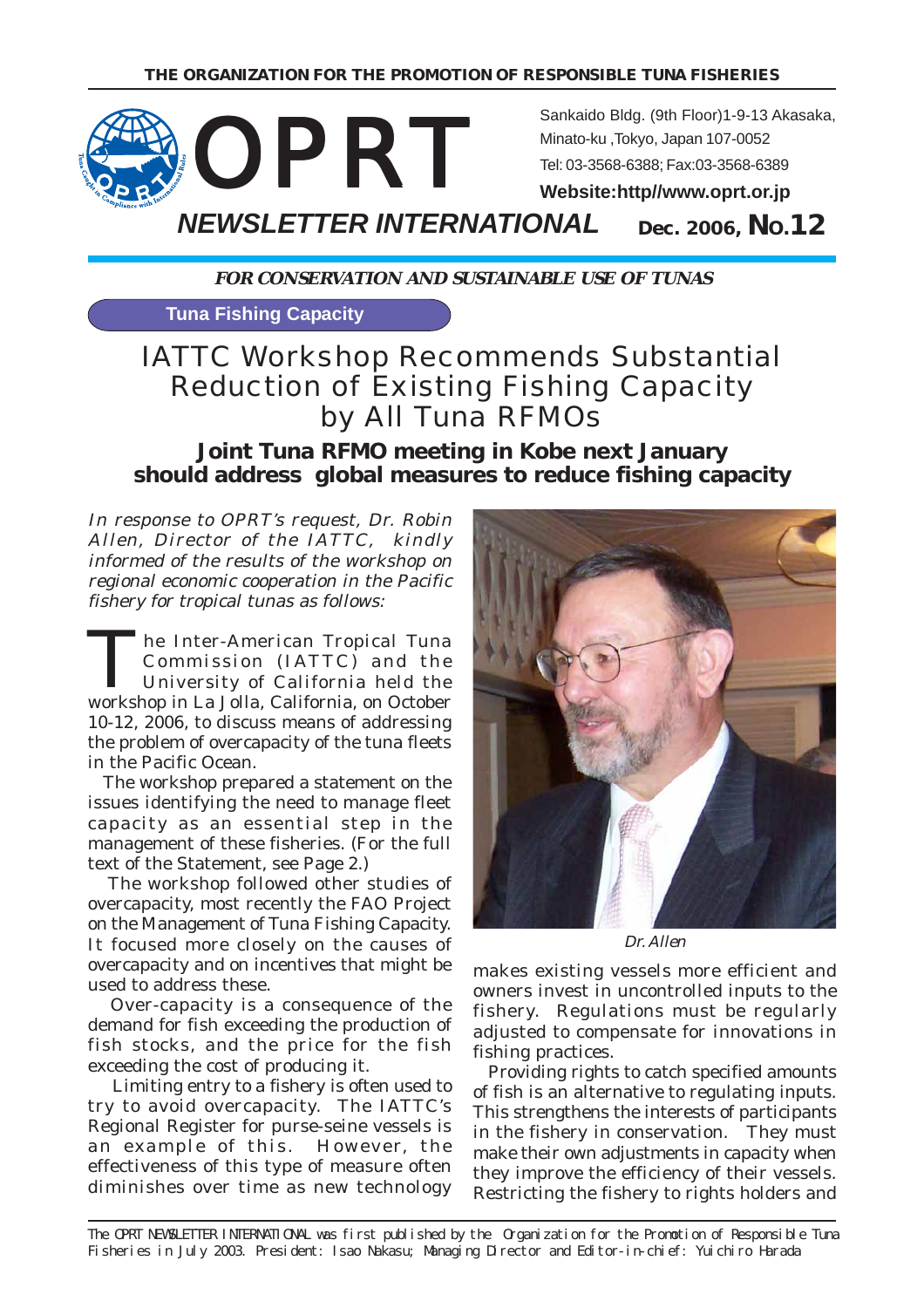THE ORGANIZATION FOR THE PROMOTION OF RESPONSIBLE TUNA FISHERIES

# OPRT

Sankaido Bldg. (9th Floor)1-9-13 Akasaka, Minato-ku ,Tokyo, Japan 107-0052
Tel: 03-3568-6388; Fax:03-3568-6389
**Website:http//www.oprt.or.jp**

## NEWSLETTER INTERNATIONAL

**Dec. 2006, No.12**

***FOR CONSERVATION AND SUSTAINABLE USE OF TUNAS***

**Tuna Fishing Capacity**

# IATTC Workshop Recommends Substantial Reduction of Existing Fishing Capacity by All Tuna RFMOs

## Joint Tuna RFMO meeting in Kobe next January should address global measures to reduce fishing capacity

*In response to OPRT's request, Dr. Robin Allen, Director of the IATTC, kindly informed of the results of the workshop on regional economic cooperation in the Pacific fishery for tropical tunas as follows:*

The Inter-American Tropical Tuna Commission (IATTC) and the University of California held the workshop in La Jolla, California, on October 10-12, 2006, to discuss means of addressing the problem of overcapacity of the tuna fleets in the Pacific Ocean.

The workshop prepared a statement on the issues identifying the need to manage fleet capacity as an essential step in the management of these fisheries. (For the full text of the Statement, see Page 2.)

The workshop followed other studies of overcapacity, most recently the FAO Project on the Management of Tuna Fishing Capacity. It focused more closely on the causes of overcapacity and on incentives that might be used to address these.

Over-capacity is a consequence of the demand for fish exceeding the production of fish stocks, and the price for the fish exceeding the cost of producing it.

Limiting entry to a fishery is often used to try to avoid overcapacity. The IATTC's Regional Register for purse-seine vessels is an example of this. However, the effectiveness of this type of measure often diminishes over time as new technology makes existing vessels more efficient and owners invest in uncontrolled inputs to the fishery. Regulations must be regularly adjusted to compensate for innovations in fishing practices.

*Dr. Allen*

Providing rights to catch specified amounts of fish is an alternative to regulating inputs. This strengthens the interests of participants in the fishery in conservation. They must make their own adjustments in capacity when they improve the efficiency of their vessels. Restricting the fishery to rights holders and

The OPRT NEWSLETTER INTERNATIONAL was first published by the Organization for the Promotion of Responsible Tuna Fisheries in July 2003. President: Isao Nakasu; Managing Director and Editor-in-chief: Yuichiro Harada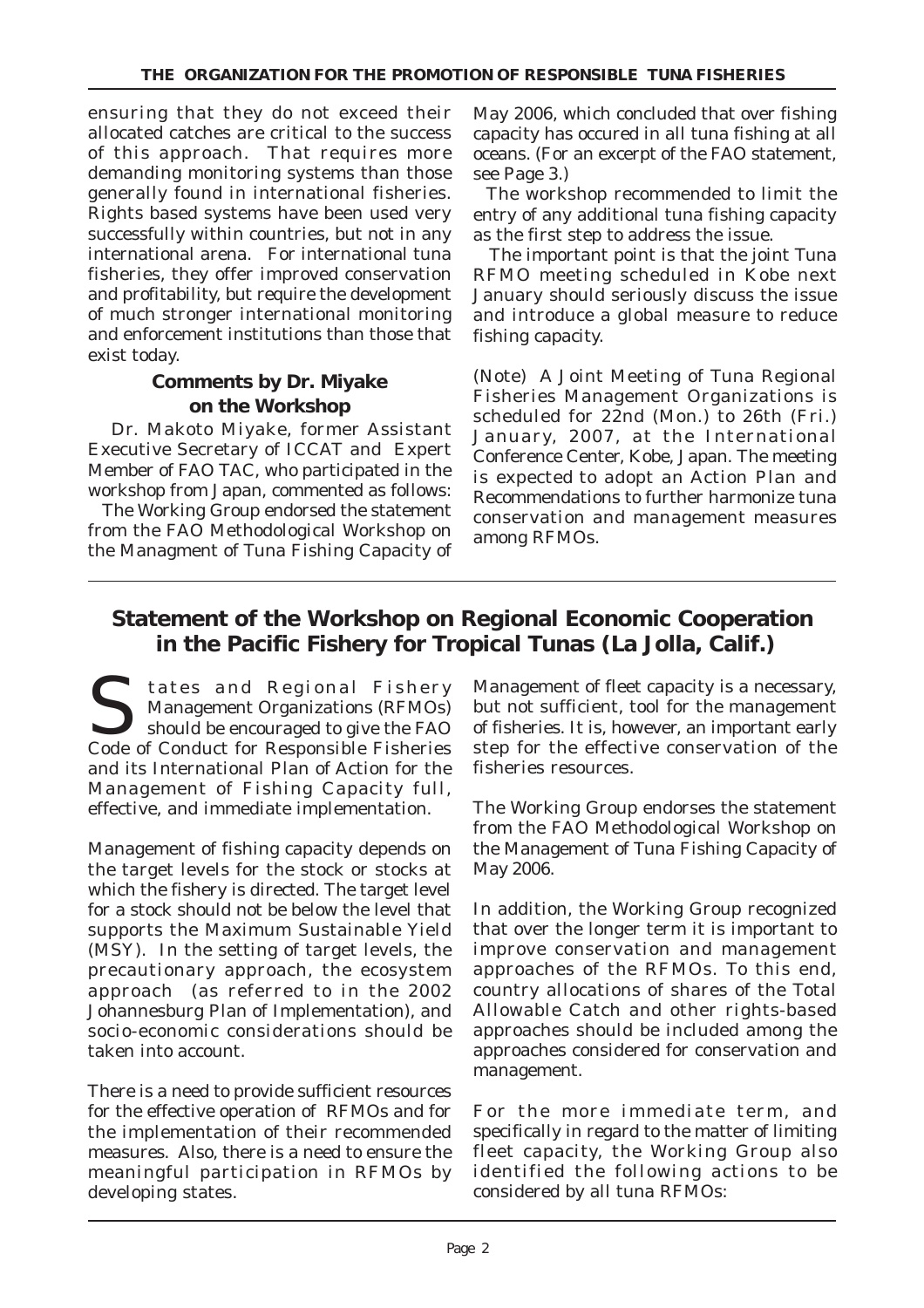ensuring that they do not exceed their allocated catches are critical to the success of this approach. That requires more demanding monitoring systems than those generally found in international fisheries. Rights based systems have been used very successfully within countries, but not in any international arena. For international tuna fisheries, they offer improved conservation and profitability, but require the development of much stronger international monitoring and enforcement institutions than those that exist today.

### Comments by Dr. Miyake on the Workshop

Dr. Makoto Miyake, former Assistant Executive Secretary of ICCAT and Expert Member of FAO TAC, who participated in the workshop from Japan, commented as follows:

The Working Group endorsed the statement from the FAO Methodological Workshop on the Managment of Tuna Fishing Capacity of May 2006, which concluded that over fishing capacity has occured in all tuna fishing at all oceans. (For an excerpt of the FAO statement, see Page 3.)

The workshop recommended to limit the entry of any additional tuna fishing capacity as the first step to address the issue.

The important point is that the joint Tuna RFMO meeting scheduled in Kobe next January should seriously discuss the issue and introduce a global measure to reduce fishing capacity.

(Note) A Joint Meeting of Tuna Regional Fisheries Management Organizations is scheduled for 22nd (Mon.) to 26th (Fri.) January, 2007, at the International Conference Center, Kobe, Japan. The meeting is expected to adopt an Action Plan and Recommendations to further harmonize tuna conservation and management measures among RFMOs.

## Statement of the Workshop on Regional Economic Cooperation in the Pacific Fishery for Tropical Tunas (La Jolla, Calif.)

States and Regional Fishery Management Organizations (RFMOs) should be encouraged to give the FAO Code of Conduct for Responsible Fisheries and its International Plan of Action for the Management of Fishing Capacity full, effective, and immediate implementation.

Management of fishing capacity depends on the target levels for the stock or stocks at which the fishery is directed. The target level for a stock should not be below the level that supports the Maximum Sustainable Yield (MSY). In the setting of target levels, the precautionary approach, the ecosystem approach (as referred to in the 2002 Johannesburg Plan of Implementation), and socio-economic considerations should be taken into account.

There is a need to provide sufficient resources for the effective operation of RFMOs and for the implementation of their recommended measures. Also, there is a need to ensure the meaningful participation in RFMOs by developing states.

Management of fleet capacity is a necessary, but not sufficient, tool for the management of fisheries. It is, however, an important early step for the effective conservation of the fisheries resources.

The Working Group endorses the statement from the FAO Methodological Workshop on the Management of Tuna Fishing Capacity of May 2006.

In addition, the Working Group recognized that over the longer term it is important to improve conservation and management approaches of the RFMOs. To this end, country allocations of shares of the Total Allowable Catch and other rights-based approaches should be included among the approaches considered for conservation and management.

For the more immediate term, and specifically in regard to the matter of limiting fleet capacity, the Working Group also identified the following actions to be considered by all tuna RFMOs: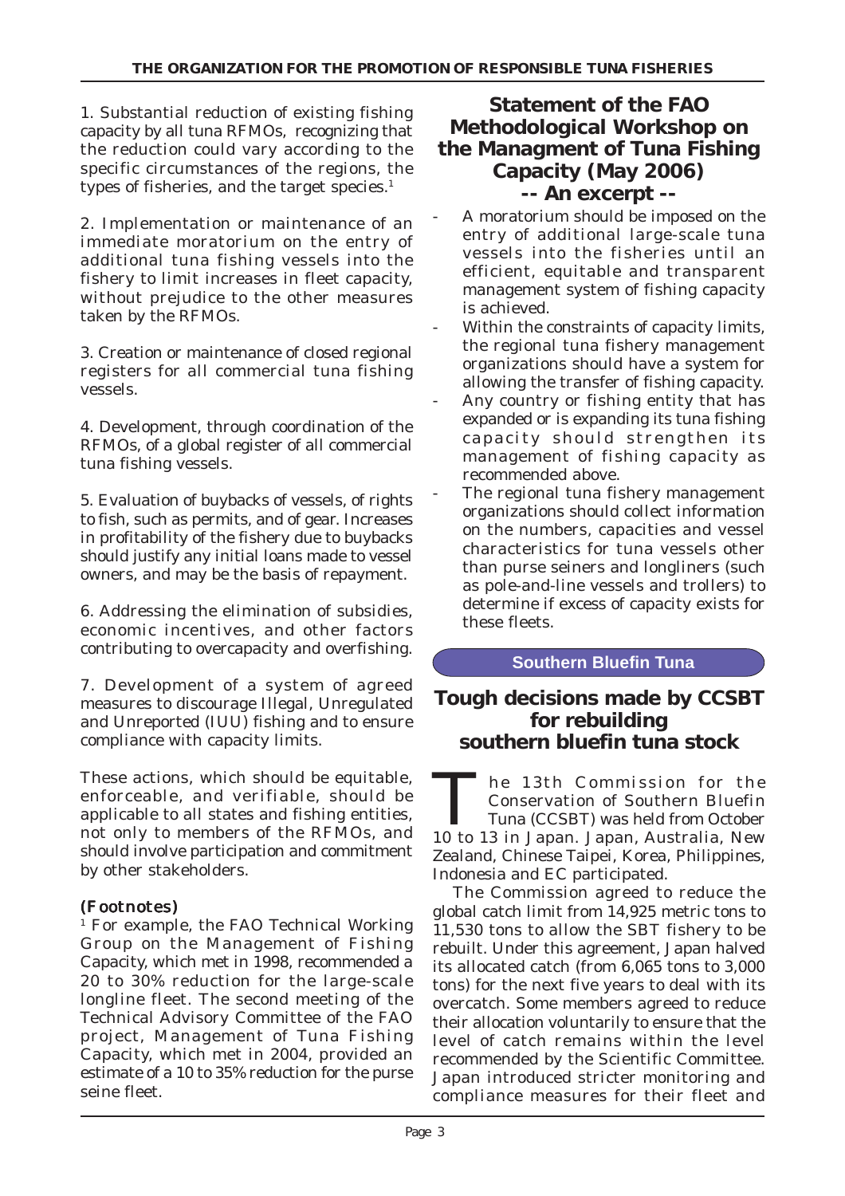1. Substantial reduction of existing fishing capacity by all tuna RFMOs, recognizing that the reduction could vary according to the specific circumstances of the regions, the types of fisheries, and the target species.[1]

2. Implementation or maintenance of an immediate moratorium on the entry of additional tuna fishing vessels into the fishery to limit increases in fleet capacity, without prejudice to the other measures taken by the RFMOs.

3. Creation or maintenance of closed regional registers for all commercial tuna fishing vessels.

4. Development, through coordination of the RFMOs, of a global register of all commercial tuna fishing vessels.

5. Evaluation of buybacks of vessels, of rights to fish, such as permits, and of gear. Increases in profitability of the fishery due to buybacks should justify any initial loans made to vessel owners, and may be the basis of repayment.

6. Addressing the elimination of subsidies, economic incentives, and other factors contributing to overcapacity and overfishing.

7. Development of a system of agreed measures to discourage Illegal, Unregulated and Unreported (IUU) fishing and to ensure compliance with capacity limits.

These actions, which should be equitable, enforceable, and verifiable, should be applicable to all states and fishing entities, not only to members of the RFMOs, and should involve participation and commitment by other stakeholders.

*(Footnotes)*

[1] For example, the FAO Technical Working Group on the Management of Fishing Capacity, which met in 1998, recommended a 20 to 30% reduction for the large-scale longline fleet. The second meeting of the Technical Advisory Committee of the FAO project, Management of Tuna Fishing Capacity, which met in 2004, provided an estimate of a 10 to 35% reduction for the purse seine fleet.

## Statement of the FAO Methodological Workshop on the Managment of Tuna Fishing Capacity (May 2006) -- An excerpt --

- A moratorium should be imposed on the entry of additional large-scale tuna vessels into the fisheries until an efficient, equitable and transparent management system of fishing capacity is achieved.
- Within the constraints of capacity limits, the regional tuna fishery management organizations should have a system for allowing the transfer of fishing capacity.
- Any country or fishing entity that has expanded or is expanding its tuna fishing capacity should strengthen its management of fishing capacity as recommended above.
- The regional tuna fishery management organizations should collect information on the numbers, capacities and vessel characteristics for tuna vessels other than purse seiners and longliners (such as pole-and-line vessels and trollers) to determine if excess of capacity exists for these fleets.

**Southern Bluefin Tuna**

## Tough decisions made by CCSBT for rebuilding southern bluefin tuna stock

The 13th Commission for the Conservation of Southern Bluefin Tuna (CCSBT) was held from October 10 to 13 in Japan. Japan, Australia, New Zealand, Chinese Taipei, Korea, Philippines, Indonesia and EC participated.

The Commission agreed to reduce the global catch limit from 14,925 metric tons to 11,530 tons to allow the SBT fishery to be rebuilt. Under this agreement, Japan halved its allocated catch (from 6,065 tons to 3,000 tons) for the next five years to deal with its overcatch. Some members agreed to reduce their allocation voluntarily to ensure that the level of catch remains within the level recommended by the Scientific Committee. Japan introduced stricter monitoring and compliance measures for their fleet and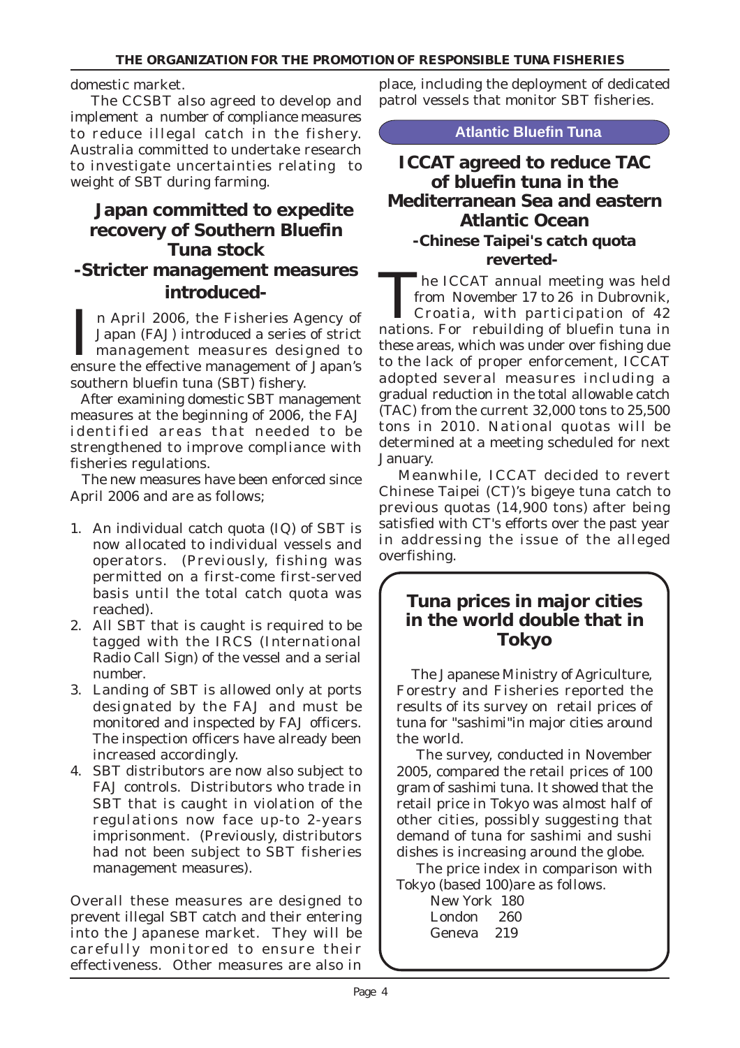domestic market.

The CCSBT also agreed to develop and implement a number of compliance measures to reduce illegal catch in the fishery. Australia committed to undertake research to investigate uncertainties relating to weight of SBT during farming.

## Japan committed to expedite recovery of Southern Bluefin Tuna stock -Stricter management measures introduced-

In April 2006, the Fisheries Agency of Japan (FAJ) introduced a series of strict management measures designed to ensure the effective management of Japan's southern bluefin tuna (SBT) fishery.

After examining domestic SBT management measures at the beginning of 2006, the FAJ identified areas that needed to be strengthened to improve compliance with fisheries regulations.

The new measures have been enforced since April 2006 and are as follows;

1. An individual catch quota (IQ) of SBT is now allocated to individual vessels and operators. (Previously, fishing was permitted on a first-come first-served basis until the total catch quota was reached).
2. All SBT that is caught is required to be tagged with the IRCS (International Radio Call Sign) of the vessel and a serial number.
3. Landing of SBT is allowed only at ports designated by the FAJ and must be monitored and inspected by FAJ officers. The inspection officers have already been increased accordingly.
4. SBT distributors are now also subject to FAJ controls. Distributors who trade in SBT that is caught in violation of the regulations now face up-to 2-years imprisonment. (Previously, distributors had not been subject to SBT fisheries management measures).

Overall these measures are designed to prevent illegal SBT catch and their entering into the Japanese market. They will be carefully monitored to ensure their effectiveness. Other measures are also in place, including the deployment of dedicated patrol vessels that monitor SBT fisheries.

**Atlantic Bluefin Tuna**

## ICCAT agreed to reduce TAC of bluefin tuna in the Mediterranean Sea and eastern Atlantic Ocean

### -Chinese Taipei's catch quota reverted-

The ICCAT annual meeting was held from November 17 to 26 in Dubrovnik, Croatia, with participation of 42 nations. For rebuilding of bluefin tuna in these areas, which was under over fishing due to the lack of proper enforcement, ICCAT adopted several measures including a gradual reduction in the total allowable catch (TAC) from the current 32,000 tons to 25,500 tons in 2010. National quotas will be determined at a meeting scheduled for next January.

Meanwhile, ICCAT decided to revert Chinese Taipei (CT)'s bigeye tuna catch to previous quotas (14,900 tons) after being satisfied with CT's efforts over the past year in addressing the issue of the alleged overfishing.

## Tuna prices in major cities in the world double that in Tokyo

The Japanese Ministry of Agriculture, Forestry and Fisheries reported the results of its survey on retail prices of tuna for "sashimi"in major cities around the world.

The survey, conducted in November 2005, compared the retail prices of 100 gram of sashimi tuna. It showed that the retail price in Tokyo was almost half of other cities, possibly suggesting that demand of tuna for sashimi and sushi dishes is increasing around the globe.

The price index in comparison with Tokyo (based 100)are as follows.

| | |
|---|---|
| New York | 180 |
| London | 260 |
| Geneva | 219 |